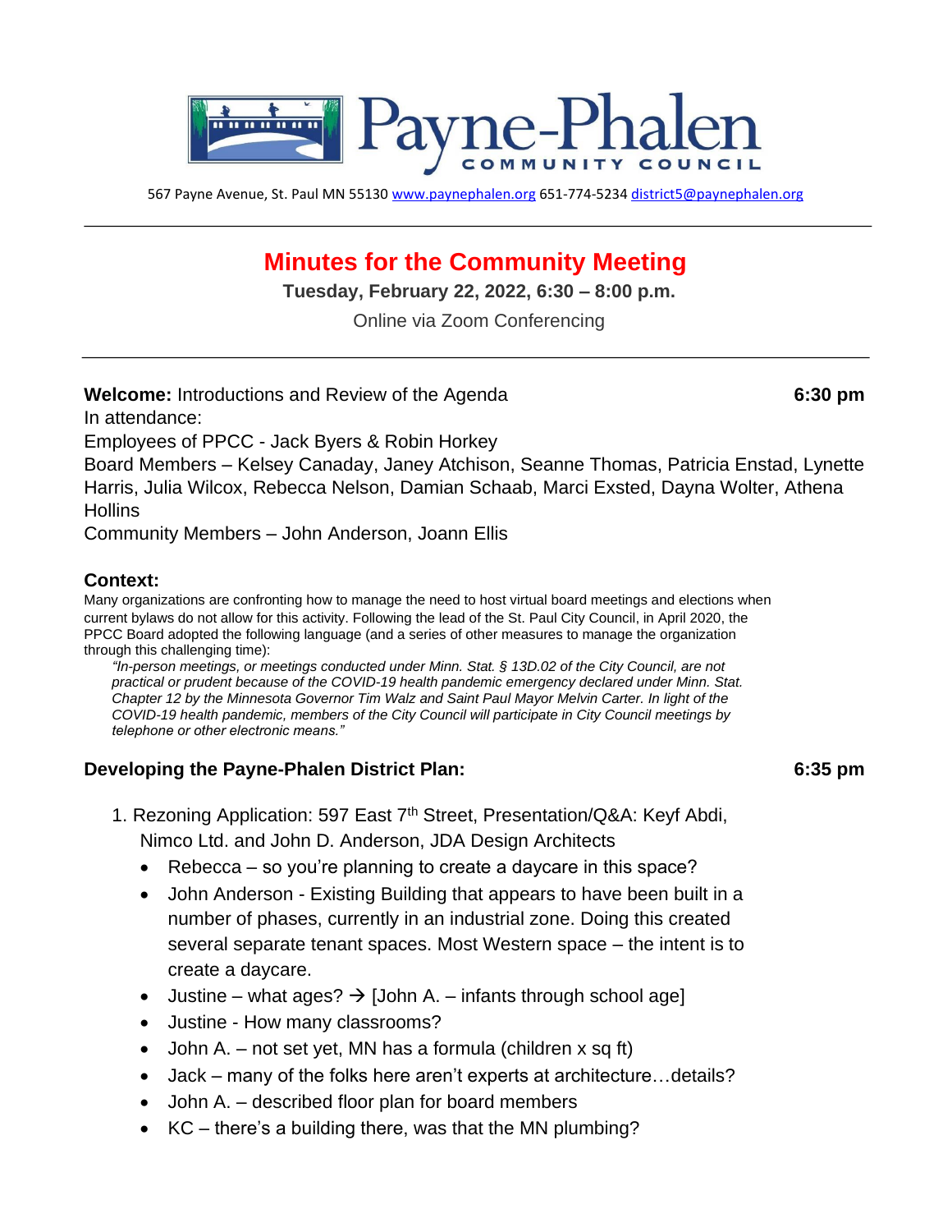# Payne-Phalen COMMUNITY COUNCIL

567 Payne Avenue, St. Paul MN 55130 www.paynephalen.org 651-774-5234 district5@paynephalen.org

---

## Minutes for the Community Meeting

**Tuesday, February 22, 2022, 6:30 – 8:00 p.m.**

Online via Zoom Conferencing

---

**Welcome:** Introductions and Review of the Agenda **6:30 pm**

In attendance:

Employees of PPCC - Jack Byers & Robin Horkey

Board Members – Kelsey Canaday, Janey Atchison, Seanne Thomas, Patricia Enstad, Lynette Harris, Julia Wilcox, Rebecca Nelson, Damian Schaab, Marci Exsted, Dayna Wolter, Athena Hollins

Community Members – John Anderson, Joann Ellis

### Context:

Many organizations are confronting how to manage the need to host virtual board meetings and elections when current bylaws do not allow for this activity. Following the lead of the St. Paul City Council, in April 2020, the PPCC Board adopted the following language (and a series of other measures to manage the organization through this challenging time):

> *"In-person meetings, or meetings conducted under Minn. Stat. § 13D.02 of the City Council, are not practical or prudent because of the COVID-19 health pandemic emergency declared under Minn. Stat. Chapter 12 by the Minnesota Governor Tim Walz and Saint Paul Mayor Melvin Carter. In light of the COVID-19 health pandemic, members of the City Council will participate in City Council meetings by telephone or other electronic means."*

### Developing the Payne-Phalen District Plan: **6:35 pm**

1. Rezoning Application: 597 East 7th Street, Presentation/Q&A: Keyf Abdi, Nimco Ltd. and John D. Anderson, JDA Design Architects
   - Rebecca – so you're planning to create a daycare in this space?
   - John Anderson - Existing Building that appears to have been built in a number of phases, currently in an industrial zone. Doing this created several separate tenant spaces. Most Western space – the intent is to create a daycare.
   - Justine – what ages? → [John A. – infants through school age]
   - Justine - How many classrooms?
   - John A. – not set yet, MN has a formula (children x sq ft)
   - Jack – many of the folks here aren't experts at architecture…details?
   - John A. – described floor plan for board members
   - KC – there's a building there, was that the MN plumbing?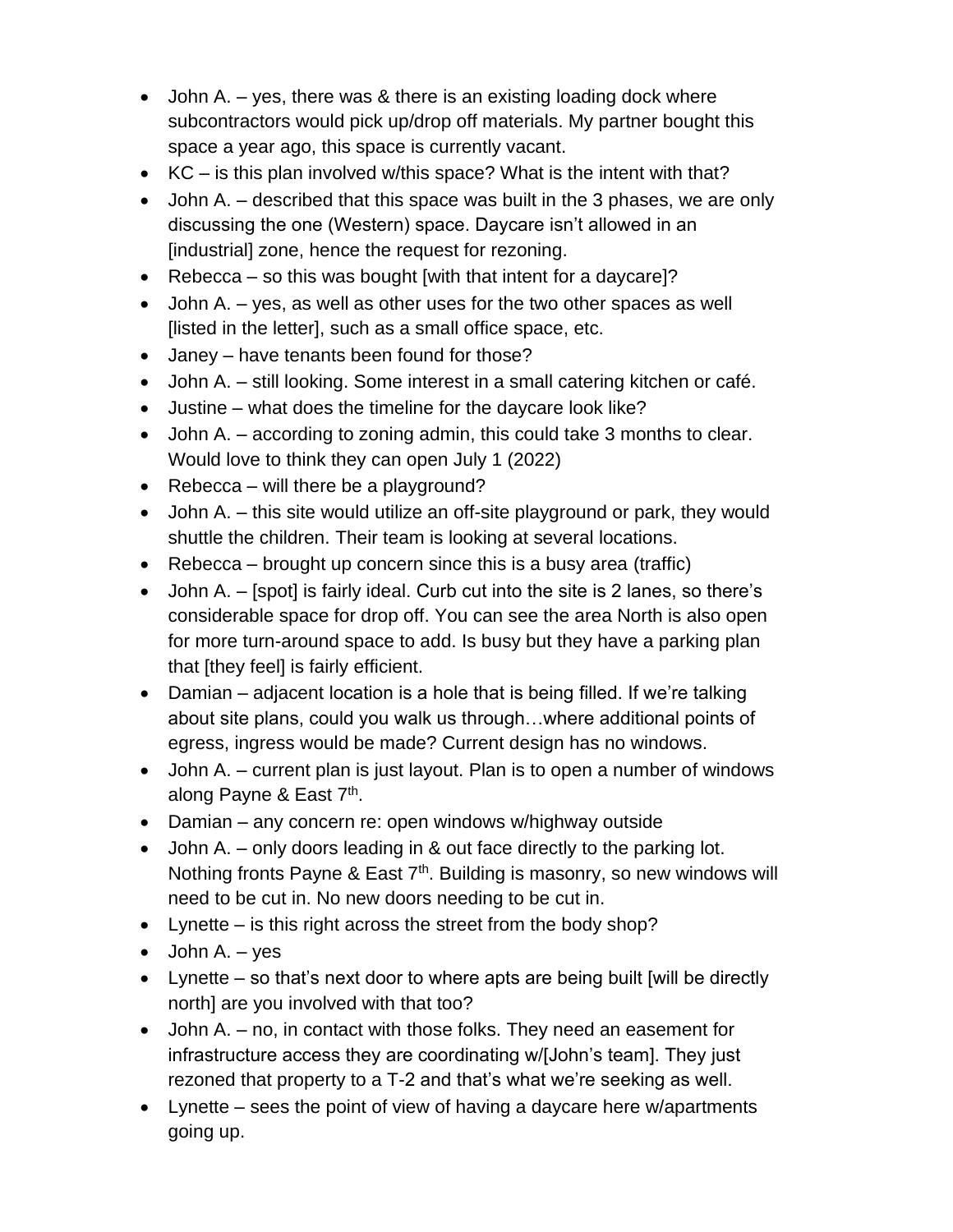- John A. – yes, there was & there is an existing loading dock where subcontractors would pick up/drop off materials. My partner bought this space a year ago, this space is currently vacant.
- KC – is this plan involved w/this space? What is the intent with that?
- John A. – described that this space was built in the 3 phases, we are only discussing the one (Western) space. Daycare isn't allowed in an [industrial] zone, hence the request for rezoning.
- Rebecca – so this was bought [with that intent for a daycare]?
- John A. – yes, as well as other uses for the two other spaces as well [listed in the letter], such as a small office space, etc.
- Janey – have tenants been found for those?
- John A. – still looking. Some interest in a small catering kitchen or café.
- Justine – what does the timeline for the daycare look like?
- John A. – according to zoning admin, this could take 3 months to clear. Would love to think they can open July 1 (2022)
- Rebecca – will there be a playground?
- John A. – this site would utilize an off-site playground or park, they would shuttle the children. Their team is looking at several locations.
- Rebecca – brought up concern since this is a busy area (traffic)
- John A. – [spot] is fairly ideal. Curb cut into the site is 2 lanes, so there's considerable space for drop off. You can see the area North is also open for more turn-around space to add. Is busy but they have a parking plan that [they feel] is fairly efficient.
- Damian – adjacent location is a hole that is being filled. If we're talking about site plans, could you walk us through…where additional points of egress, ingress would be made? Current design has no windows.
- John A. – current plan is just layout. Plan is to open a number of windows along Payne & East 7th.
- Damian – any concern re: open windows w/highway outside
- John A. – only doors leading in & out face directly to the parking lot. Nothing fronts Payne & East 7th. Building is masonry, so new windows will need to be cut in. No new doors needing to be cut in.
- Lynette – is this right across the street from the body shop?
- John A. – yes
- Lynette – so that's next door to where apts are being built [will be directly north] are you involved with that too?
- John A. – no, in contact with those folks. They need an easement for infrastructure access they are coordinating w/[John's team]. They just rezoned that property to a T-2 and that's what we're seeking as well.
- Lynette – sees the point of view of having a daycare here w/apartments going up.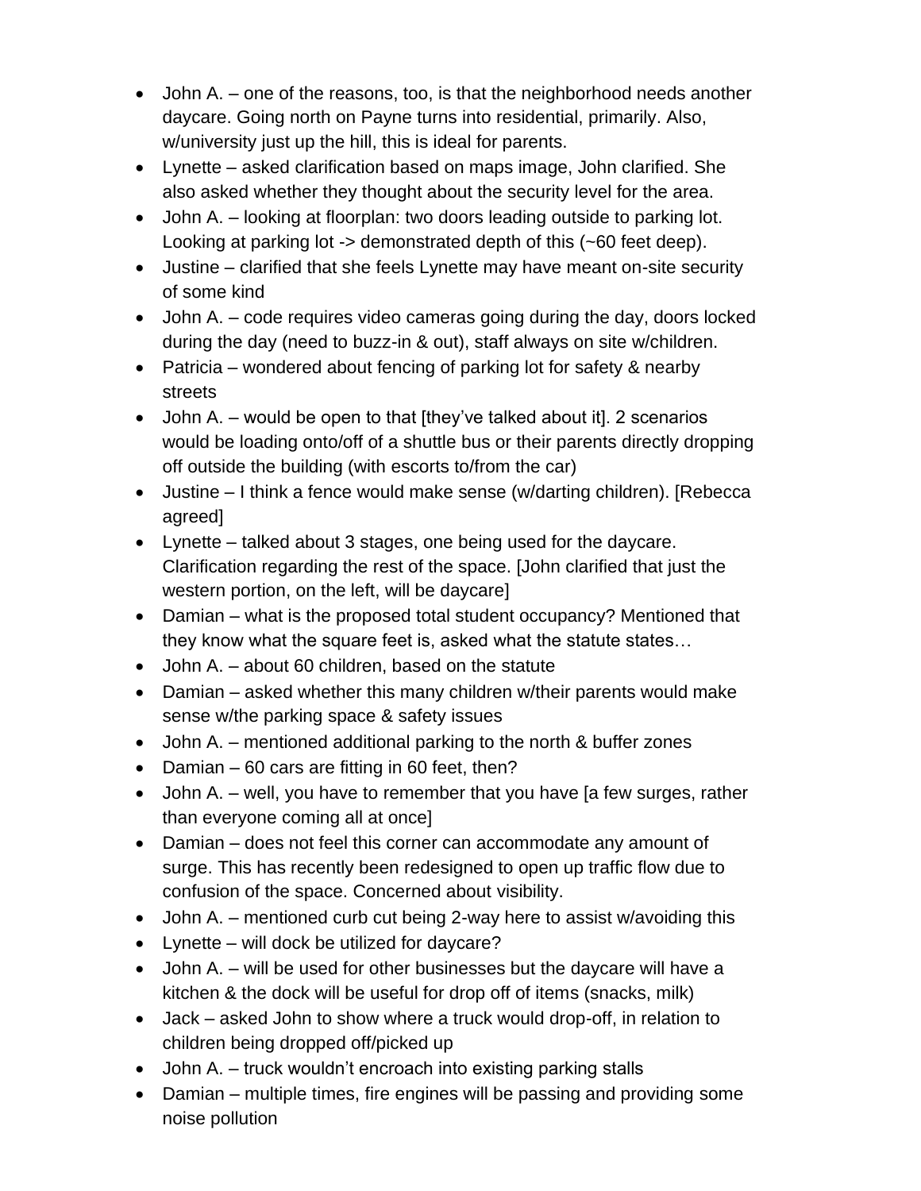- John A. – one of the reasons, too, is that the neighborhood needs another daycare. Going north on Payne turns into residential, primarily. Also, w/university just up the hill, this is ideal for parents.
- Lynette – asked clarification based on maps image, John clarified. She also asked whether they thought about the security level for the area.
- John A. – looking at floorplan: two doors leading outside to parking lot. Looking at parking lot -> demonstrated depth of this (~60 feet deep).
- Justine – clarified that she feels Lynette may have meant on-site security of some kind
- John A. – code requires video cameras going during the day, doors locked during the day (need to buzz-in & out), staff always on site w/children.
- Patricia – wondered about fencing of parking lot for safety & nearby streets
- John A. – would be open to that [they've talked about it]. 2 scenarios would be loading onto/off of a shuttle bus or their parents directly dropping off outside the building (with escorts to/from the car)
- Justine – I think a fence would make sense (w/darting children). [Rebecca agreed]
- Lynette – talked about 3 stages, one being used for the daycare. Clarification regarding the rest of the space. [John clarified that just the western portion, on the left, will be daycare]
- Damian – what is the proposed total student occupancy? Mentioned that they know what the square feet is, asked what the statute states…
- John A. – about 60 children, based on the statute
- Damian – asked whether this many children w/their parents would make sense w/the parking space & safety issues
- John A. – mentioned additional parking to the north & buffer zones
- Damian – 60 cars are fitting in 60 feet, then?
- John A. – well, you have to remember that you have [a few surges, rather than everyone coming all at once]
- Damian – does not feel this corner can accommodate any amount of surge. This has recently been redesigned to open up traffic flow due to confusion of the space. Concerned about visibility.
- John A. – mentioned curb cut being 2-way here to assist w/avoiding this
- Lynette – will dock be utilized for daycare?
- John A. – will be used for other businesses but the daycare will have a kitchen & the dock will be useful for drop off of items (snacks, milk)
- Jack – asked John to show where a truck would drop-off, in relation to children being dropped off/picked up
- John A. – truck wouldn't encroach into existing parking stalls
- Damian – multiple times, fire engines will be passing and providing some noise pollution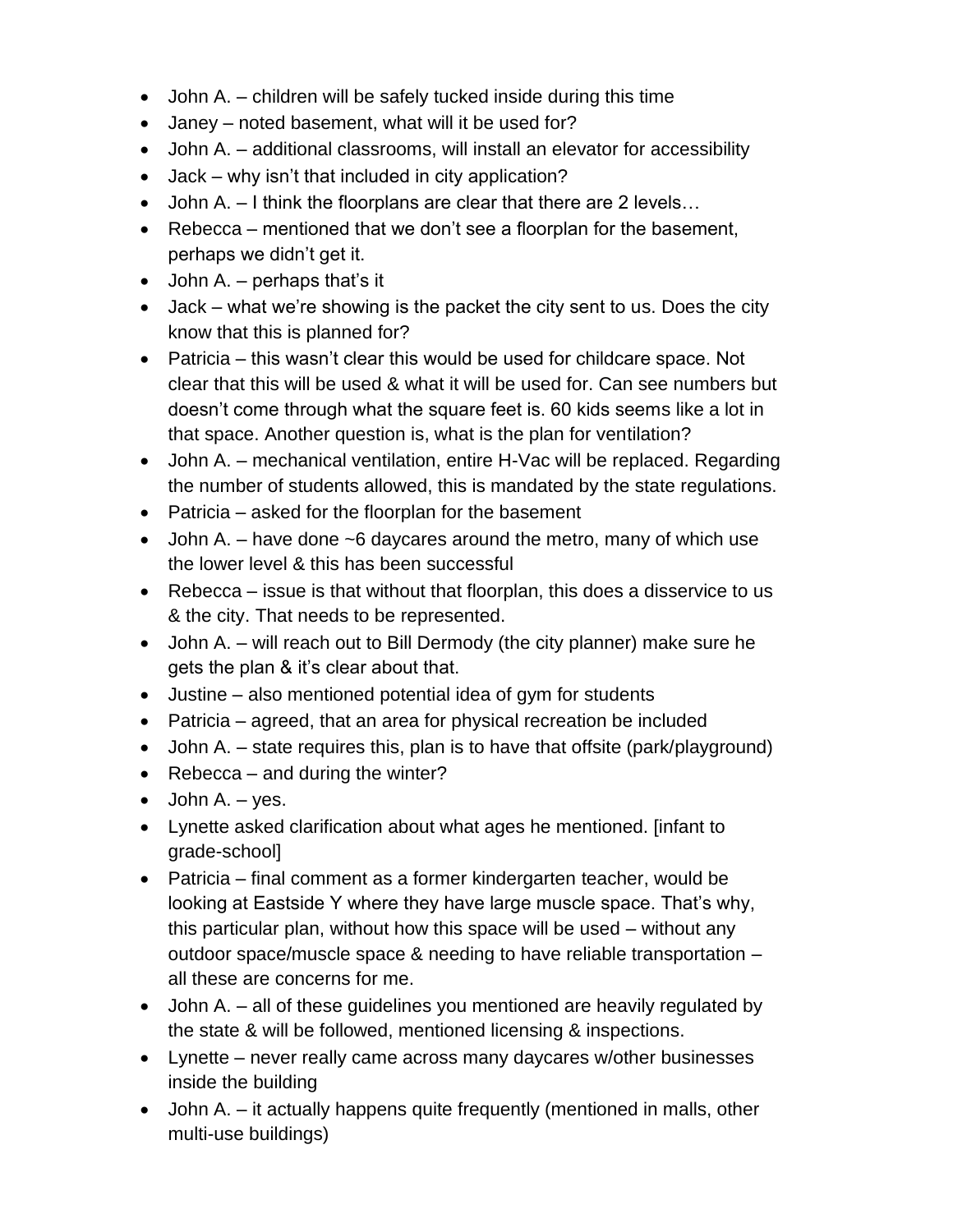- John A. – children will be safely tucked inside during this time
- Janey – noted basement, what will it be used for?
- John A. – additional classrooms, will install an elevator for accessibility
- Jack – why isn't that included in city application?
- John A. – I think the floorplans are clear that there are 2 levels…
- Rebecca – mentioned that we don't see a floorplan for the basement, perhaps we didn't get it.
- John A. – perhaps that's it
- Jack – what we're showing is the packet the city sent to us. Does the city know that this is planned for?
- Patricia – this wasn't clear this would be used for childcare space. Not clear that this will be used & what it will be used for. Can see numbers but doesn't come through what the square feet is. 60 kids seems like a lot in that space. Another question is, what is the plan for ventilation?
- John A. – mechanical ventilation, entire H-Vac will be replaced. Regarding the number of students allowed, this is mandated by the state regulations.
- Patricia – asked for the floorplan for the basement
- John A. – have done ~6 daycares around the metro, many of which use the lower level & this has been successful
- Rebecca – issue is that without that floorplan, this does a disservice to us & the city. That needs to be represented.
- John A. – will reach out to Bill Dermody (the city planner) make sure he gets the plan & it's clear about that.
- Justine – also mentioned potential idea of gym for students
- Patricia – agreed, that an area for physical recreation be included
- John A. – state requires this, plan is to have that offsite (park/playground)
- Rebecca – and during the winter?
- John A. – yes.
- Lynette asked clarification about what ages he mentioned. [infant to grade-school]
- Patricia – final comment as a former kindergarten teacher, would be looking at Eastside Y where they have large muscle space. That's why, this particular plan, without how this space will be used – without any outdoor space/muscle space & needing to have reliable transportation – all these are concerns for me.
- John A. – all of these guidelines you mentioned are heavily regulated by the state & will be followed, mentioned licensing & inspections.
- Lynette – never really came across many daycares w/other businesses inside the building
- John A. – it actually happens quite frequently (mentioned in malls, other multi-use buildings)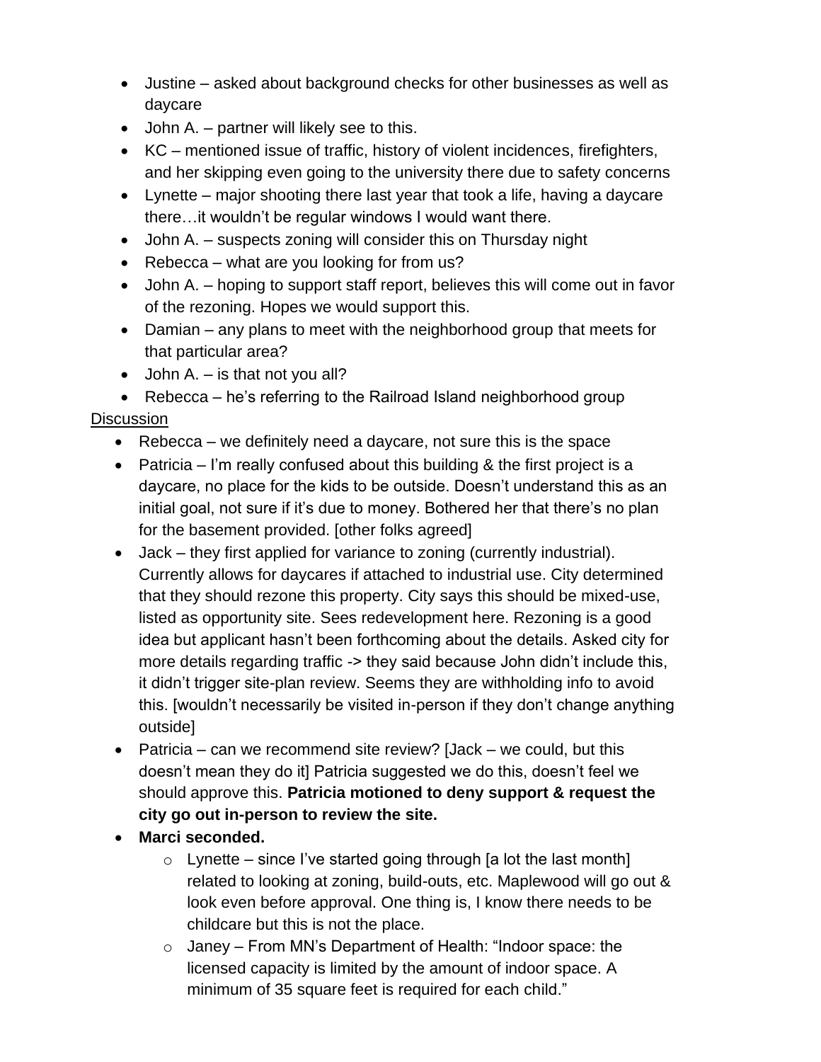- Justine – asked about background checks for other businesses as well as daycare
- John A. – partner will likely see to this.
- KC – mentioned issue of traffic, history of violent incidences, firefighters, and her skipping even going to the university there due to safety concerns
- Lynette – major shooting there last year that took a life, having a daycare there…it wouldn't be regular windows I would want there.
- John A. – suspects zoning will consider this on Thursday night
- Rebecca – what are you looking for from us?
- John A. – hoping to support staff report, believes this will come out in favor of the rezoning. Hopes we would support this.
- Damian – any plans to meet with the neighborhood group that meets for that particular area?
- John A. – is that not you all?
- Rebecca – he's referring to the Railroad Island neighborhood group

<u>Discussion</u>

- Rebecca – we definitely need a daycare, not sure this is the space
- Patricia – I'm really confused about this building & the first project is a daycare, no place for the kids to be outside. Doesn't understand this as an initial goal, not sure if it's due to money. Bothered her that there's no plan for the basement provided. [other folks agreed]
- Jack – they first applied for variance to zoning (currently industrial). Currently allows for daycares if attached to industrial use. City determined that they should rezone this property. City says this should be mixed-use, listed as opportunity site. Sees redevelopment here. Rezoning is a good idea but applicant hasn't been forthcoming about the details. Asked city for more details regarding traffic -> they said because John didn't include this, it didn't trigger site-plan review. Seems they are withholding info to avoid this. [wouldn't necessarily be visited in-person if they don't change anything outside]
- Patricia – can we recommend site review? [Jack – we could, but this doesn't mean they do it] Patricia suggested we do this, doesn't feel we should approve this. **Patricia motioned to deny support & request the city go out in-person to review the site.**
- **Marci seconded.**
  - Lynette – since I've started going through [a lot the last month] related to looking at zoning, build-outs, etc. Maplewood will go out & look even before approval. One thing is, I know there needs to be childcare but this is not the place.
  - Janey – From MN's Department of Health: "Indoor space: the licensed capacity is limited by the amount of indoor space. A minimum of 35 square feet is required for each child."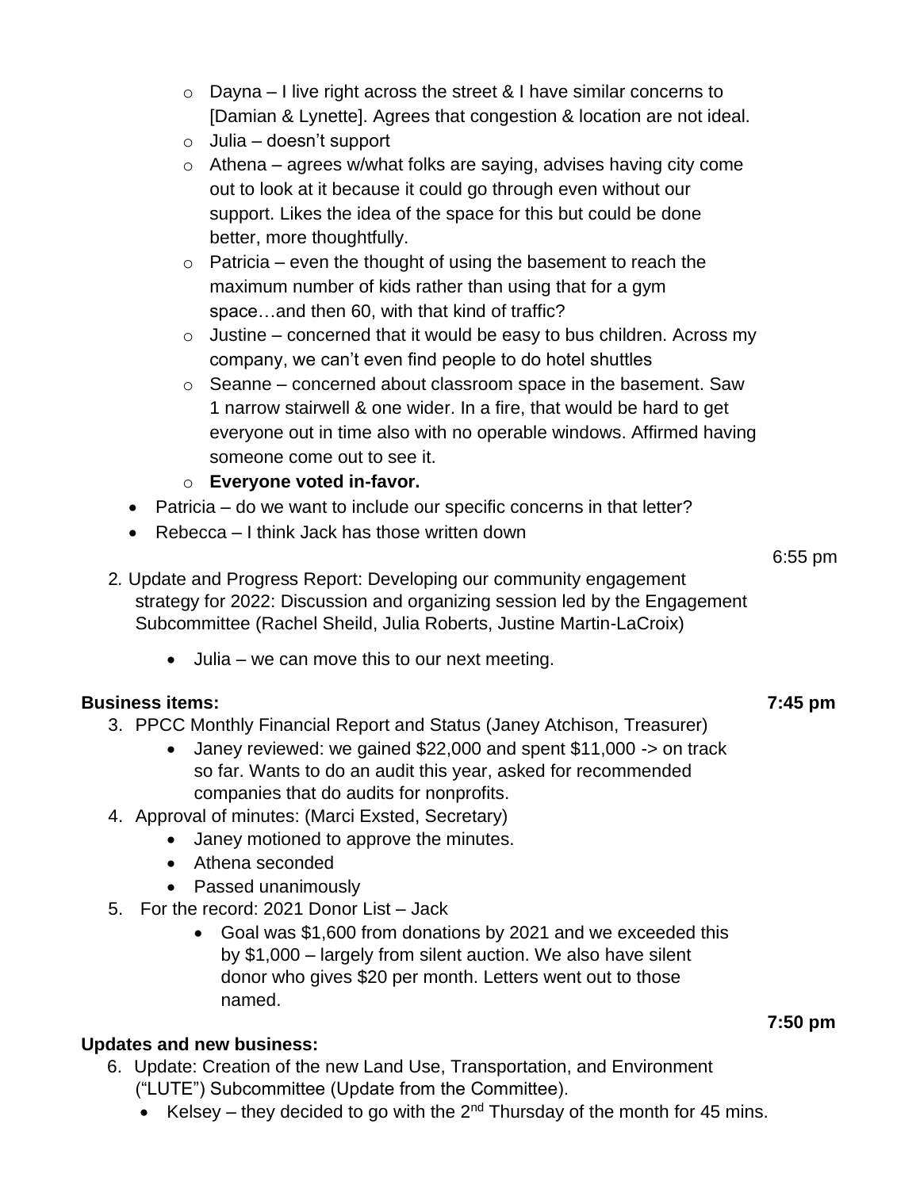- Dayna – I live right across the street & I have similar concerns to [Damian & Lynette]. Agrees that congestion & location are not ideal.
  - Julia – doesn't support
  - Athena – agrees w/what folks are saying, advises having city come out to look at it because it could go through even without our support. Likes the idea of the space for this but could be done better, more thoughtfully.
  - Patricia – even the thought of using the basement to reach the maximum number of kids rather than using that for a gym space…and then 60, with that kind of traffic?
  - Justine – concerned that it would be easy to bus children. Across my company, we can't even find people to do hotel shuttles
  - Seanne – concerned about classroom space in the basement. Saw 1 narrow stairwell & one wider. In a fire, that would be hard to get everyone out in time also with no operable windows. Affirmed having someone come out to see it.
  - **Everyone voted in-favor.**
- Patricia – do we want to include our specific concerns in that letter?
- Rebecca – I think Jack has those written down

6:55 pm

2. Update and Progress Report: Developing our community engagement strategy for 2022: Discussion and organizing session led by the Engagement Subcommittee (Rachel Sheild, Julia Roberts, Justine Martin-LaCroix)
   - Julia – we can move this to our next meeting.

**Business items:** **7:45 pm**

3. PPCC Monthly Financial Report and Status (Janey Atchison, Treasurer)
   - Janey reviewed: we gained $22,000 and spent $11,000 -> on track so far. Wants to do an audit this year, asked for recommended companies that do audits for nonprofits.
4. Approval of minutes: (Marci Exsted, Secretary)
   - Janey motioned to approve the minutes.
   - Athena seconded
   - Passed unanimously
5. For the record: 2021 Donor List – Jack
   - Goal was $1,600 from donations by 2021 and we exceeded this by $1,000 – largely from silent auction. We also have silent donor who gives $20 per month. Letters went out to those named.

**7:50 pm**

**Updates and new business:**

6. Update: Creation of the new Land Use, Transportation, and Environment ("LUTE") Subcommittee (Update from the Committee).
   - Kelsey – they decided to go with the 2nd Thursday of the month for 45 mins.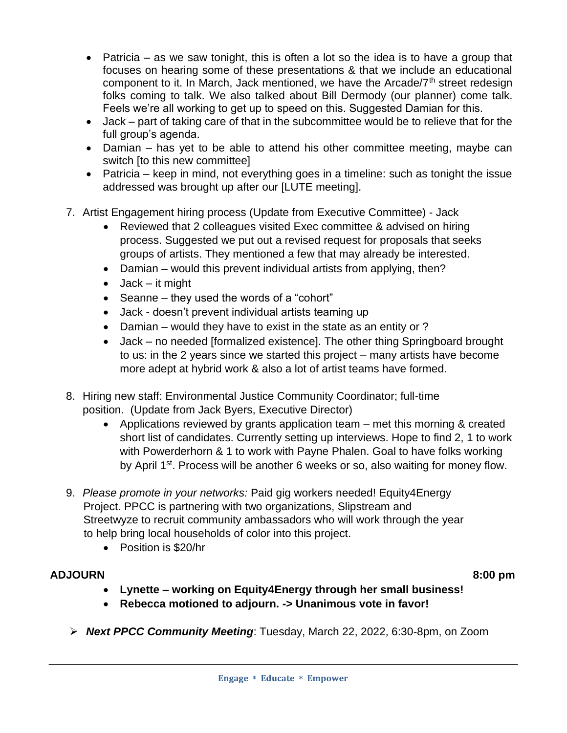- Patricia – as we saw tonight, this is often a lot so the idea is to have a group that focuses on hearing some of these presentations & that we include an educational component to it. In March, Jack mentioned, we have the Arcade/7th street redesign folks coming to talk. We also talked about Bill Dermody (our planner) come talk. Feels we're all working to get up to speed on this. Suggested Damian for this.
- Jack – part of taking care of that in the subcommittee would be to relieve that for the full group's agenda.
- Damian – has yet to be able to attend his other committee meeting, maybe can switch [to this new committee]
- Patricia – keep in mind, not everything goes in a timeline: such as tonight the issue addressed was brought up after our [LUTE meeting].

7. Artist Engagement hiring process (Update from Executive Committee) - Jack
   - Reviewed that 2 colleagues visited Exec committee & advised on hiring process. Suggested we put out a revised request for proposals that seeks groups of artists. They mentioned a few that may already be interested.
   - Damian – would this prevent individual artists from applying, then?
   - Jack – it might
   - Seanne – they used the words of a "cohort"
   - Jack - doesn't prevent individual artists teaming up
   - Damian – would they have to exist in the state as an entity or ?
   - Jack – no needed [formalized existence]. The other thing Springboard brought to us: in the 2 years since we started this project – many artists have become more adept at hybrid work & also a lot of artist teams have formed.

8. Hiring new staff: Environmental Justice Community Coordinator; full-time position. (Update from Jack Byers, Executive Director)
   - Applications reviewed by grants application team – met this morning & created short list of candidates. Currently setting up interviews. Hope to find 2, 1 to work with Powerderhorn & 1 to work with Payne Phalen. Goal to have folks working by April 1st. Process will be another 6 weeks or so, also waiting for money flow.

9. *Please promote in your networks:* Paid gig workers needed! Equity4Energy Project. PPCC is partnering with two organizations, Slipstream and Streetwyze to recruit community ambassadors who will work through the year to help bring local households of color into this project.
   - Position is $20/hr

**ADJOURN** **8:00 pm**

- **Lynette – working on Equity4Energy through her small business!**
- **Rebecca motioned to adjourn. -> Unanimous vote in favor!**

➢ ***Next PPCC Community Meeting***: Tuesday, March 22, 2022, 6:30-8pm, on Zoom

**Engage * Educate * Empower**